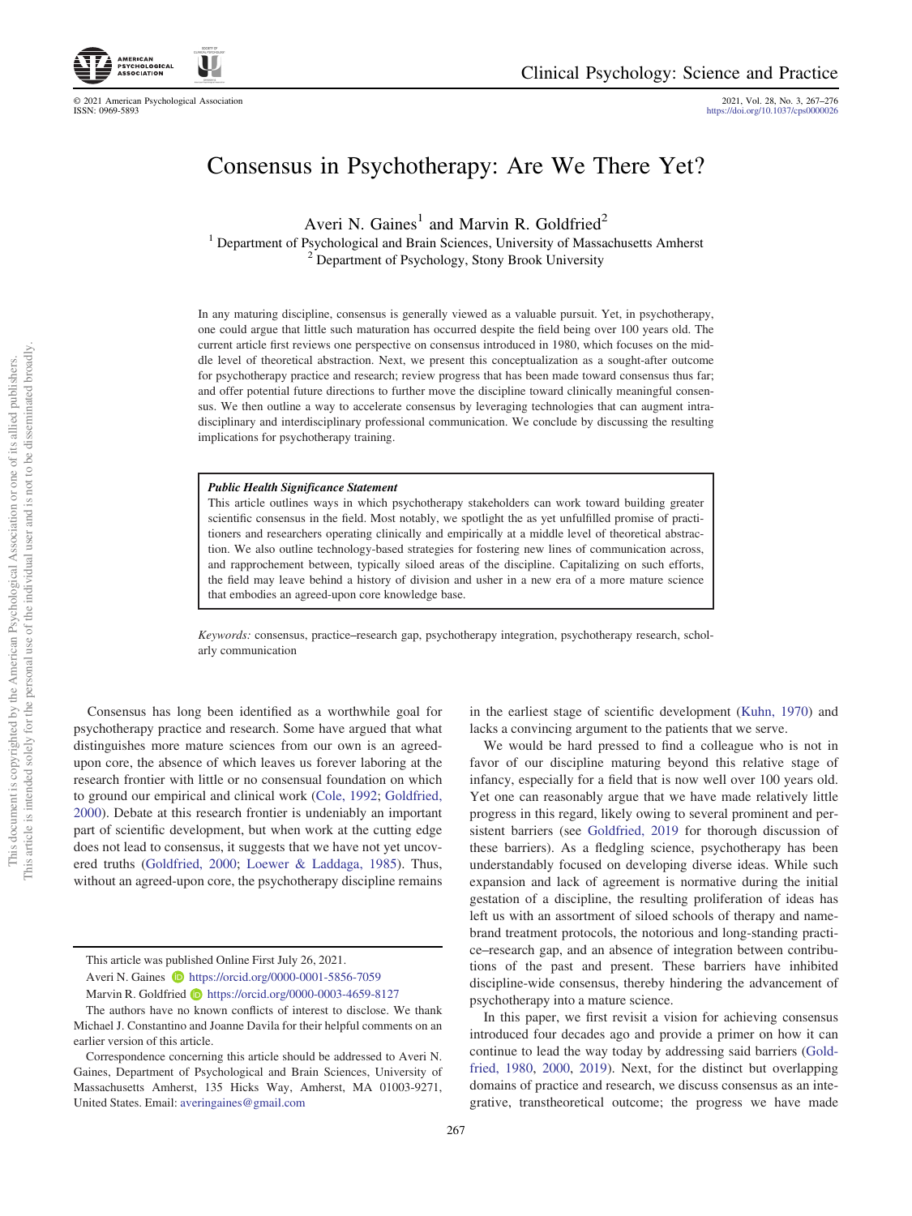# Consensus in Psychotherapy: Are We There Yet?

Averi N. Gaines[1] and Marvin R. Goldfried[2]

[1] Department of Psychological and Brain Sciences, University of Massachusetts Amherst
[2] Department of Psychology, Stony Brook University

In any maturing discipline, consensus is generally viewed as a valuable pursuit. Yet, in psychotherapy, one could argue that little such maturation has occurred despite the field being over 100 years old. The current article first reviews one perspective on consensus introduced in 1980, which focuses on the middle level of theoretical abstraction. Next, we present this conceptualization as a sought-after outcome for psychotherapy practice and research; review progress that has been made toward consensus thus far; and offer potential future directions to further move the discipline toward clinically meaningful consensus. We then outline a way to accelerate consensus by leveraging technologies that can augment intradisciplinary and interdisciplinary professional communication. We conclude by discussing the resulting implications for psychotherapy training.

> ***Public Health Significance Statement***
>
> This article outlines ways in which psychotherapy stakeholders can work toward building greater scientific consensus in the field. Most notably, we spotlight the as yet unfulfilled promise of practitioners and researchers operating clinically and empirically at a middle level of theoretical abstraction. We also outline technology-based strategies for fostering new lines of communication across, and rapprochement between, typically siloed areas of the discipline. Capitalizing on such efforts, the field may leave behind a history of division and usher in a new era of a more mature science that embodies an agreed-upon core knowledge base.

*Keywords:* consensus, practice–research gap, psychotherapy integration, psychotherapy research, scholarly communication

Consensus has long been identified as a worthwhile goal for psychotherapy practice and research. Some have argued that what distinguishes more mature sciences from our own is an agreed-upon core, the absence of which leaves us forever laboring at the research frontier with little or no consensual foundation on which to ground our empirical and clinical work (Cole, 1992; Goldfried, 2000). Debate at this research frontier is undeniably an important part of scientific development, but when work at the cutting edge does not lead to consensus, it suggests that we have not yet uncovered truths (Goldfried, 2000; Loewer & Laddaga, 1985). Thus, without an agreed-upon core, the psychotherapy discipline remains in the earliest stage of scientific development (Kuhn, 1970) and lacks a convincing argument to the patients that we serve.

We would be hard pressed to find a colleague who is not in favor of our discipline maturing beyond this relative stage of infancy, especially for a field that is now well over 100 years old. Yet one can reasonably argue that we have made relatively little progress in this regard, likely owing to several prominent and persistent barriers (see Goldfried, 2019 for thorough discussion of these barriers). As a fledgling science, psychotherapy has been understandably focused on developing diverse ideas. While such expansion and lack of agreement is normative during the initial gestation of a discipline, the resulting proliferation of ideas has left us with an assortment of siloed schools of therapy and name-brand treatment protocols, the notorious and long-standing practice–research gap, and an absence of integration between contributions of the past and present. These barriers have inhibited discipline-wide consensus, thereby hindering the advancement of psychotherapy into a mature science.

In this paper, we first revisit a vision for achieving consensus introduced four decades ago and provide a primer on how it can continue to lead the way today by addressing said barriers (Goldfried, 1980, 2000, 2019). Next, for the distinct but overlapping domains of practice and research, we discuss consensus as an integrative, transtheoretical outcome; the progress we have made

---

This article was published Online First July 26, 2021.

Averi N. Gaines https://orcid.org/0000-0001-5856-7059

Marvin R. Goldfried https://orcid.org/0000-0003-4659-8127

The authors have no known conflicts of interest to disclose. We thank Michael J. Constantino and Joanne Davila for their helpful comments on an earlier version of this article.

Correspondence concerning this article should be addressed to Averi N. Gaines, Department of Psychological and Brain Sciences, University of Massachusetts Amherst, 135 Hicks Way, Amherst, MA 01003-9271, United States. Email: averingaines@gmail.com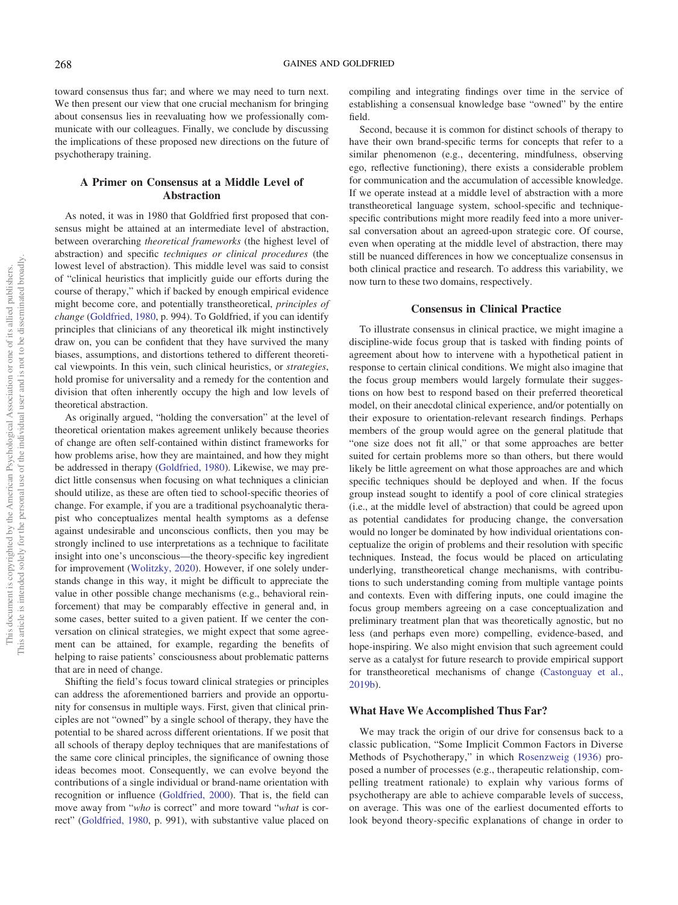toward consensus thus far; and where we may need to turn next. We then present our view that one crucial mechanism for bringing about consensus lies in reevaluating how we professionally communicate with our colleagues. Finally, we conclude by discussing the implications of these proposed new directions on the future of psychotherapy training.

## A Primer on Consensus at a Middle Level of Abstraction

As noted, it was in 1980 that Goldfried first proposed that consensus might be attained at an intermediate level of abstraction, between overarching *theoretical frameworks* (the highest level of abstraction) and specific *techniques or clinical procedures* (the lowest level of abstraction). This middle level was said to consist of "clinical heuristics that implicitly guide our efforts during the course of therapy," which if backed by enough empirical evidence might become core, and potentially transtheoretical, *principles of change* (Goldfried, 1980, p. 994). To Goldfried, if you can identify principles that clinicians of any theoretical ilk might instinctively draw on, you can be confident that they have survived the many biases, assumptions, and distortions tethered to different theoretical viewpoints. In this vein, such clinical heuristics, or *strategies*, hold promise for universality and a remedy for the contention and division that often inherently occupy the high and low levels of theoretical abstraction.

As originally argued, "holding the conversation" at the level of theoretical orientation makes agreement unlikely because theories of change are often self-contained within distinct frameworks for how problems arise, how they are maintained, and how they might be addressed in therapy (Goldfried, 1980). Likewise, we may predict little consensus when focusing on what techniques a clinician should utilize, as these are often tied to school-specific theories of change. For example, if you are a traditional psychoanalytic therapist who conceptualizes mental health symptoms as a defense against undesirable and unconscious conflicts, then you may be strongly inclined to use interpretations as a technique to facilitate insight into one's unconscious—the theory-specific key ingredient for improvement (Wolitzky, 2020). However, if one solely understands change in this way, it might be difficult to appreciate the value in other possible change mechanisms (e.g., behavioral reinforcement) that may be comparably effective in general and, in some cases, better suited to a given patient. If we center the conversation on clinical strategies, we might expect that some agreement can be attained, for example, regarding the benefits of helping to raise patients' consciousness about problematic patterns that are in need of change.

Shifting the field's focus toward clinical strategies or principles can address the aforementioned barriers and provide an opportunity for consensus in multiple ways. First, given that clinical principles are not "owned" by a single school of therapy, they have the potential to be shared across different orientations. If we posit that all schools of therapy deploy techniques that are manifestations of the same core clinical principles, the significance of owning those ideas becomes moot. Consequently, we can evolve beyond the contributions of a single individual or brand-name orientation with recognition or influence (Goldfried, 2000). That is, the field can move away from "*who* is correct" and more toward "*what* is correct" (Goldfried, 1980, p. 991), with substantive value placed on compiling and integrating findings over time in the service of establishing a consensual knowledge base "owned" by the entire field.

Second, because it is common for distinct schools of therapy to have their own brand-specific terms for concepts that refer to a similar phenomenon (e.g., decentering, mindfulness, observing ego, reflective functioning), there exists a considerable problem for communication and the accumulation of accessible knowledge. If we operate instead at a middle level of abstraction with a more transtheoretical language system, school-specific and technique-specific contributions might more readily feed into a more universal conversation about an agreed-upon strategic core. Of course, even when operating at the middle level of abstraction, there may still be nuanced differences in how we conceptualize consensus in both clinical practice and research. To address this variability, we now turn to these two domains, respectively.

## Consensus in Clinical Practice

To illustrate consensus in clinical practice, we might imagine a discipline-wide focus group that is tasked with finding points of agreement about how to intervene with a hypothetical patient in response to certain clinical conditions. We might also imagine that the focus group members would largely formulate their suggestions on how best to respond based on their preferred theoretical model, on their anecdotal clinical experience, and/or potentially on their exposure to orientation-relevant research findings. Perhaps members of the group would agree on the general platitude that "one size does not fit all," or that some approaches are better suited for certain problems more so than others, but there would likely be little agreement on what those approaches are and which specific techniques should be deployed and when. If the focus group instead sought to identify a pool of core clinical strategies (i.e., at the middle level of abstraction) that could be agreed upon as potential candidates for producing change, the conversation would no longer be dominated by how individual orientations conceptualize the origin of problems and their resolution with specific techniques. Instead, the focus would be placed on articulating underlying, transtheoretical change mechanisms, with contributions to such understanding coming from multiple vantage points and contexts. Even with differing inputs, one could imagine the focus group members agreeing on a case conceptualization and preliminary treatment plan that was theoretically agnostic, but no less (and perhaps even more) compelling, evidence-based, and hope-inspiring. We also might envision that such agreement could serve as a catalyst for future research to provide empirical support for transtheoretical mechanisms of change (Castonguay et al., 2019b).

### What Have We Accomplished Thus Far?

We may track the origin of our drive for consensus back to a classic publication, "Some Implicit Common Factors in Diverse Methods of Psychotherapy," in which Rosenzweig (1936) proposed a number of processes (e.g., therapeutic relationship, compelling treatment rationale) to explain why various forms of psychotherapy are able to achieve comparable levels of success, on average. This was one of the earliest documented efforts to look beyond theory-specific explanations of change in order to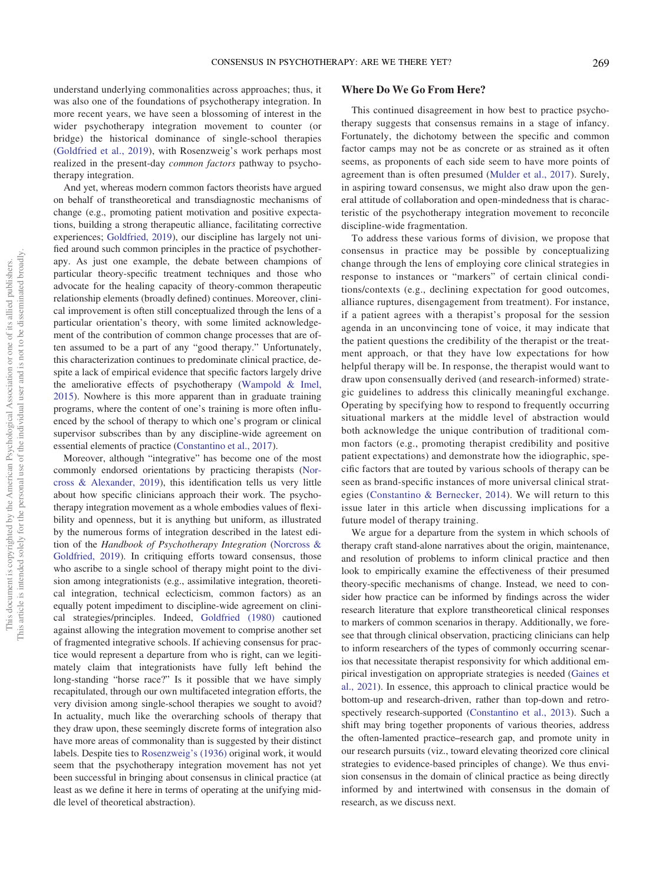understand underlying commonalities across approaches; thus, it was also one of the foundations of psychotherapy integration. In more recent years, we have seen a blossoming of interest in the wider psychotherapy integration movement to counter (or bridge) the historical dominance of single-school therapies (Goldfried et al., 2019), with Rosenzweig's work perhaps most realized in the present-day *common factors* pathway to psychotherapy integration.

And yet, whereas modern common factors theorists have argued on behalf of transtheoretical and transdiagnostic mechanisms of change (e.g., promoting patient motivation and positive expectations, building a strong therapeutic alliance, facilitating corrective experiences; Goldfried, 2019), our discipline has largely not unified around such common principles in the practice of psychotherapy. As just one example, the debate between champions of particular theory-specific treatment techniques and those who advocate for the healing capacity of theory-common therapeutic relationship elements (broadly defined) continues. Moreover, clinical improvement is often still conceptualized through the lens of a particular orientation's theory, with some limited acknowledgement of the contribution of common change processes that are often assumed to be a part of any "good therapy." Unfortunately, this characterization continues to predominate clinical practice, despite a lack of empirical evidence that specific factors largely drive the ameliorative effects of psychotherapy (Wampold & Imel, 2015). Nowhere is this more apparent than in graduate training programs, where the content of one's training is more often influenced by the school of therapy to which one's program or clinical supervisor subscribes than by any discipline-wide agreement on essential elements of practice (Constantino et al., 2017).

Moreover, although "integrative" has become one of the most commonly endorsed orientations by practicing therapists (Norcross & Alexander, 2019), this identification tells us very little about how specific clinicians approach their work. The psychotherapy integration movement as a whole embodies values of flexibility and openness, but it is anything but uniform, as illustrated by the numerous forms of integration described in the latest edition of the *Handbook of Psychotherapy Integration* (Norcross & Goldfried, 2019). In critiquing efforts toward consensus, those who ascribe to a single school of therapy might point to the division among integrationists (e.g., assimilative integration, theoretical integration, technical eclecticism, common factors) as an equally potent impediment to discipline-wide agreement on clinical strategies/principles. Indeed, Goldfried (1980) cautioned against allowing the integration movement to comprise another set of fragmented integrative schools. If achieving consensus for practice would represent a departure from who is right, can we legitimately claim that integrationists have fully left behind the long-standing "horse race?" Is it possible that we have simply recapitulated, through our own multifaceted integration efforts, the very division among single-school therapies we sought to avoid? In actuality, much like the overarching schools of therapy that they draw upon, these seemingly discrete forms of integration also have more areas of commonality than is suggested by their distinct labels. Despite ties to Rosenzweig's (1936) original work, it would seem that the psychotherapy integration movement has not yet been successful in bringing about consensus in clinical practice (at least as we define it here in terms of operating at the unifying middle level of theoretical abstraction).

## Where Do We Go From Here?

This continued disagreement in how best to practice psychotherapy suggests that consensus remains in a stage of infancy. Fortunately, the dichotomy between the specific and common factor camps may not be as concrete or as strained as it often seems, as proponents of each side seem to have more points of agreement than is often presumed (Mulder et al., 2017). Surely, in aspiring toward consensus, we might also draw upon the general attitude of collaboration and open-mindedness that is characteristic of the psychotherapy integration movement to reconcile discipline-wide fragmentation.

To address these various forms of division, we propose that consensus in practice may be possible by conceptualizing change through the lens of employing core clinical strategies in response to instances or "markers" of certain clinical conditions/contexts (e.g., declining expectation for good outcomes, alliance ruptures, disengagement from treatment). For instance, if a patient agrees with a therapist's proposal for the session agenda in an unconvincing tone of voice, it may indicate that the patient questions the credibility of the therapist or the treatment approach, or that they have low expectations for how helpful therapy will be. In response, the therapist would want to draw upon consensually derived (and research-informed) strategic guidelines to address this clinically meaningful exchange. Operating by specifying how to respond to frequently occurring situational markers at the middle level of abstraction would both acknowledge the unique contribution of traditional common factors (e.g., promoting therapist credibility and positive patient expectations) and demonstrate how the idiographic, specific factors that are touted by various schools of therapy can be seen as brand-specific instances of more universal clinical strategies (Constantino & Bernecker, 2014). We will return to this issue later in this article when discussing implications for a future model of therapy training.

We argue for a departure from the system in which schools of therapy craft stand-alone narratives about the origin, maintenance, and resolution of problems to inform clinical practice and then look to empirically examine the effectiveness of their presumed theory-specific mechanisms of change. Instead, we need to consider how practice can be informed by findings across the wider research literature that explore transtheoretical clinical responses to markers of common scenarios in therapy. Additionally, we foresee that through clinical observation, practicing clinicians can help to inform researchers of the types of commonly occurring scenarios that necessitate therapist responsivity for which additional empirical investigation on appropriate strategies is needed (Gaines et al., 2021). In essence, this approach to clinical practice would be bottom-up and research-driven, rather than top-down and retrospectively research-supported (Constantino et al., 2013). Such a shift may bring together proponents of various theories, address the often-lamented practice–research gap, and promote unity in our research pursuits (viz., toward elevating theorized core clinical strategies to evidence-based principles of change). We thus envision consensus in the domain of clinical practice as being directly informed by and intertwined with consensus in the domain of research, as we discuss next.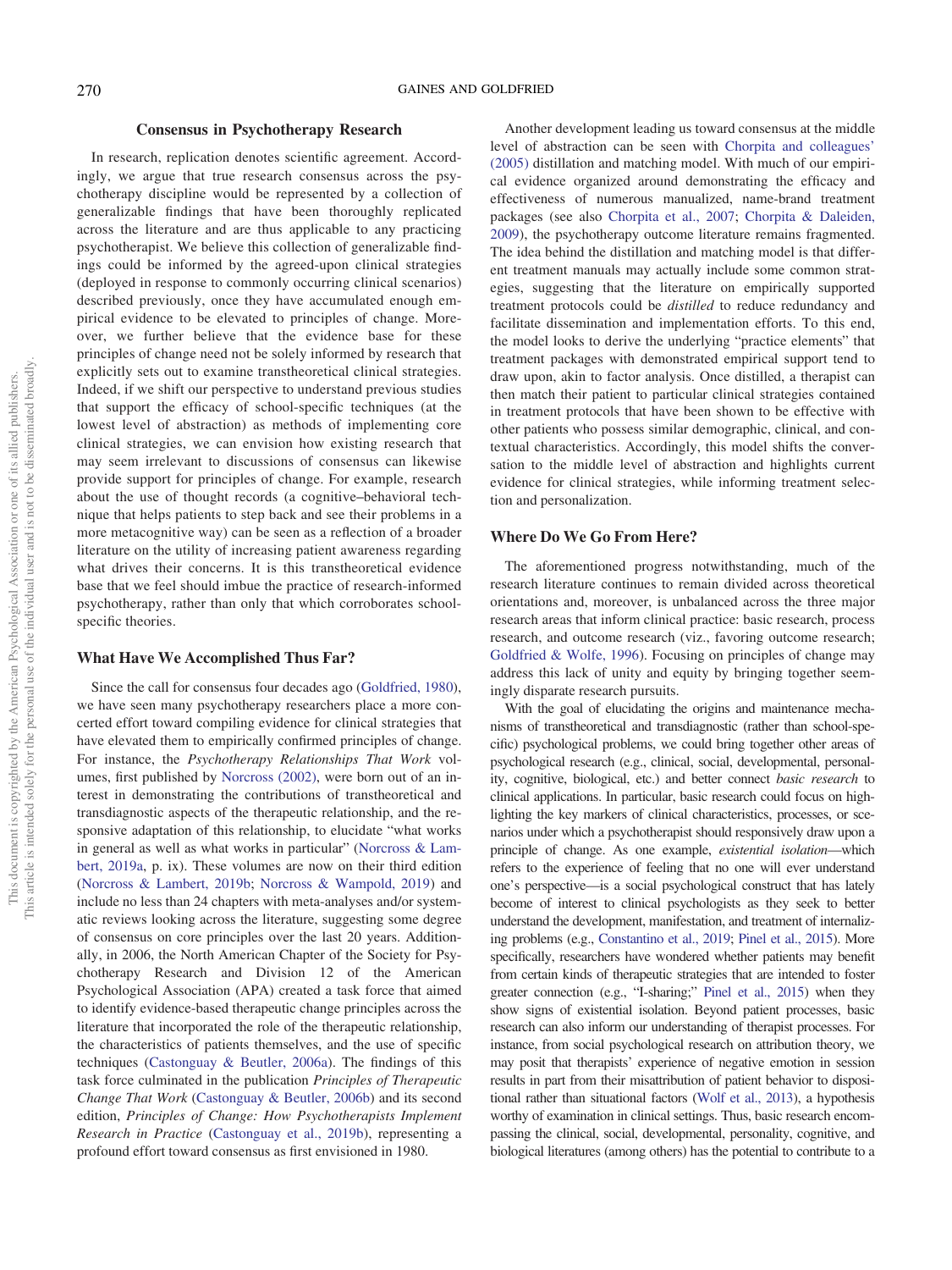## Consensus in Psychotherapy Research

In research, replication denotes scientific agreement. Accordingly, we argue that true research consensus across the psychotherapy discipline would be represented by a collection of generalizable findings that have been thoroughly replicated across the literature and are thus applicable to any practicing psychotherapist. We believe this collection of generalizable findings could be informed by the agreed-upon clinical strategies (deployed in response to commonly occurring clinical scenarios) described previously, once they have accumulated enough empirical evidence to be elevated to principles of change. Moreover, we further believe that the evidence base for these principles of change need not be solely informed by research that explicitly sets out to examine transtheoretical clinical strategies. Indeed, if we shift our perspective to understand previous studies that support the efficacy of school-specific techniques (at the lowest level of abstraction) as methods of implementing core clinical strategies, we can envision how existing research that may seem irrelevant to discussions of consensus can likewise provide support for principles of change. For example, research about the use of thought records (a cognitive–behavioral technique that helps patients to step back and see their problems in a more metacognitive way) can be seen as a reflection of a broader literature on the utility of increasing patient awareness regarding what drives their concerns. It is this transtheoretical evidence base that we feel should imbue the practice of research-informed psychotherapy, rather than only that which corroborates school-specific theories.

### What Have We Accomplished Thus Far?

Since the call for consensus four decades ago (Goldfried, 1980), we have seen many psychotherapy researchers place a more concerted effort toward compiling evidence for clinical strategies that have elevated them to empirically confirmed principles of change. For instance, the *Psychotherapy Relationships That Work* volumes, first published by Norcross (2002), were born out of an interest in demonstrating the contributions of transtheoretical and transdiagnostic aspects of the therapeutic relationship, and the responsive adaptation of this relationship, to elucidate "what works in general as well as what works in particular" (Norcross & Lambert, 2019a, p. ix). These volumes are now on their third edition (Norcross & Lambert, 2019b; Norcross & Wampold, 2019) and include no less than 24 chapters with meta-analyses and/or systematic reviews looking across the literature, suggesting some degree of consensus on core principles over the last 20 years. Additionally, in 2006, the North American Chapter of the Society for Psychotherapy Research and Division 12 of the American Psychological Association (APA) created a task force that aimed to identify evidence-based therapeutic change principles across the literature that incorporated the role of the therapeutic relationship, the characteristics of patients themselves, and the use of specific techniques (Castonguay & Beutler, 2006a). The findings of this task force culminated in the publication *Principles of Therapeutic Change That Work* (Castonguay & Beutler, 2006b) and its second edition, *Principles of Change: How Psychotherapists Implement Research in Practice* (Castonguay et al., 2019b), representing a profound effort toward consensus as first envisioned in 1980.

Another development leading us toward consensus at the middle level of abstraction can be seen with Chorpita and colleagues' (2005) distillation and matching model. With much of our empirical evidence organized around demonstrating the efficacy and effectiveness of numerous manualized, name-brand treatment packages (see also Chorpita et al., 2007; Chorpita & Daleiden, 2009), the psychotherapy outcome literature remains fragmented. The idea behind the distillation and matching model is that different treatment manuals may actually include some common strategies, suggesting that the literature on empirically supported treatment protocols could be *distilled* to reduce redundancy and facilitate dissemination and implementation efforts. To this end, the model looks to derive the underlying "practice elements" that treatment packages with demonstrated empirical support tend to draw upon, akin to factor analysis. Once distilled, a therapist can then match their patient to particular clinical strategies contained in treatment protocols that have been shown to be effective with other patients who possess similar demographic, clinical, and contextual characteristics. Accordingly, this model shifts the conversation to the middle level of abstraction and highlights current evidence for clinical strategies, while informing treatment selection and personalization.

### Where Do We Go From Here?

The aforementioned progress notwithstanding, much of the research literature continues to remain divided across theoretical orientations and, moreover, is unbalanced across the three major research areas that inform clinical practice: basic research, process research, and outcome research (viz., favoring outcome research; Goldfried & Wolfe, 1996). Focusing on principles of change may address this lack of unity and equity by bringing together seemingly disparate research pursuits.

With the goal of elucidating the origins and maintenance mechanisms of transtheoretical and transdiagnostic (rather than school-specific) psychological problems, we could bring together other areas of psychological research (e.g., clinical, social, developmental, personality, cognitive, biological, etc.) and better connect *basic research* to clinical applications. In particular, basic research could focus on highlighting the key markers of clinical characteristics, processes, or scenarios under which a psychotherapist should responsively draw upon a principle of change. As one example, *existential isolation*—which refers to the experience of feeling that no one will ever understand one's perspective—is a social psychological construct that has lately become of interest to clinical psychologists as they seek to better understand the development, manifestation, and treatment of internalizing problems (e.g., Constantino et al., 2019; Pinel et al., 2015). More specifically, researchers have wondered whether patients may benefit from certain kinds of therapeutic strategies that are intended to foster greater connection (e.g., "I-sharing;" Pinel et al., 2015) when they show signs of existential isolation. Beyond patient processes, basic research can also inform our understanding of therapist processes. For instance, from social psychological research on attribution theory, we may posit that therapists' experience of negative emotion in session results in part from their misattribution of patient behavior to dispositional rather than situational factors (Wolf et al., 2013), a hypothesis worthy of examination in clinical settings. Thus, basic research encompassing the clinical, social, developmental, personality, cognitive, and biological literatures (among others) has the potential to contribute to a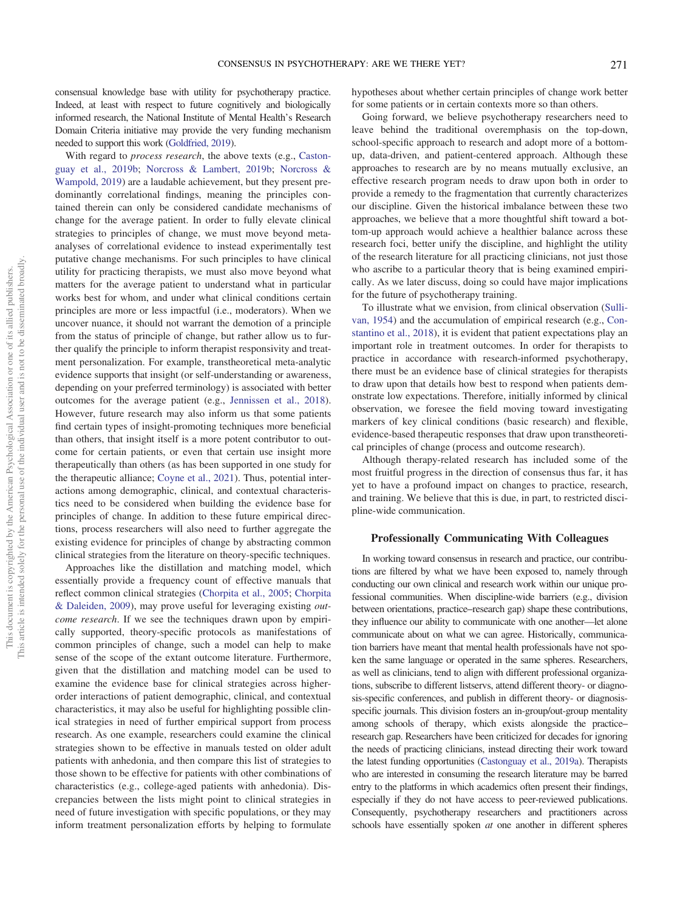consensual knowledge base with utility for psychotherapy practice. Indeed, at least with respect to future cognitively and biologically informed research, the National Institute of Mental Health's Research Domain Criteria initiative may provide the very funding mechanism needed to support this work (Goldfried, 2019).

With regard to *process research*, the above texts (e.g., Castonguay et al., 2019b; Norcross & Lambert, 2019b; Norcross & Wampold, 2019) are a laudable achievement, but they present predominantly correlational findings, meaning the principles contained therein can only be considered candidate mechanisms of change for the average patient. In order to fully elevate clinical strategies to principles of change, we must move beyond meta-analyses of correlational evidence to instead experimentally test putative change mechanisms. For such principles to have clinical utility for practicing therapists, we must also move beyond what matters for the average patient to understand what in particular works best for whom, and under what clinical conditions certain principles are more or less impactful (i.e., moderators). When we uncover nuance, it should not warrant the demotion of a principle from the status of principle of change, but rather allow us to further qualify the principle to inform therapist responsivity and treatment personalization. For example, transtheoretical meta-analytic evidence supports that insight (or self-understanding or awareness, depending on your preferred terminology) is associated with better outcomes for the average patient (e.g., Jennissen et al., 2018). However, future research may also inform us that some patients find certain types of insight-promoting techniques more beneficial than others, that insight itself is a more potent contributor to outcome for certain patients, or even that certain use insight more therapeutically than others (as has been supported in one study for the therapeutic alliance; Coyne et al., 2021). Thus, potential interactions among demographic, clinical, and contextual characteristics need to be considered when building the evidence base for principles of change. In addition to these future empirical directions, process researchers will also need to further aggregate the existing evidence for principles of change by abstracting common clinical strategies from the literature on theory-specific techniques.

Approaches like the distillation and matching model, which essentially provide a frequency count of effective manuals that reflect common clinical strategies (Chorpita et al., 2005; Chorpita & Daleiden, 2009), may prove useful for leveraging existing *outcome research*. If we see the techniques drawn upon by empirically supported, theory-specific protocols as manifestations of common principles of change, such a model can help to make sense of the scope of the extant outcome literature. Furthermore, given that the distillation and matching model can be used to examine the evidence base for clinical strategies across higher-order interactions of patient demographic, clinical, and contextual characteristics, it may also be useful for highlighting possible clinical strategies in need of further empirical support from process research. As one example, researchers could examine the clinical strategies shown to be effective in manuals tested on older adult patients with anhedonia, and then compare this list of strategies to those shown to be effective for patients with other combinations of characteristics (e.g., college-aged patients with anhedonia). Discrepancies between the lists might point to clinical strategies in need of future investigation with specific populations, or they may inform treatment personalization efforts by helping to formulate hypotheses about whether certain principles of change work better for some patients or in certain contexts more so than others.

Going forward, we believe psychotherapy researchers need to leave behind the traditional overemphasis on the top-down, school-specific approach to research and adopt more of a bottom-up, data-driven, and patient-centered approach. Although these approaches to research are by no means mutually exclusive, an effective research program needs to draw upon both in order to provide a remedy to the fragmentation that currently characterizes our discipline. Given the historical imbalance between these two approaches, we believe that a more thoughtful shift toward a bottom-up approach would achieve a healthier balance across these research foci, better unify the discipline, and highlight the utility of the research literature for all practicing clinicians, not just those who ascribe to a particular theory that is being examined empirically. As we later discuss, doing so could have major implications for the future of psychotherapy training.

To illustrate what we envision, from clinical observation (Sullivan, 1954) and the accumulation of empirical research (e.g., Constantino et al., 2018), it is evident that patient expectations play an important role in treatment outcomes. In order for therapists to practice in accordance with research-informed psychotherapy, there must be an evidence base of clinical strategies for therapists to draw upon that details how best to respond when patients demonstrate low expectations. Therefore, initially informed by clinical observation, we foresee the field moving toward investigating markers of key clinical conditions (basic research) and flexible, evidence-based therapeutic responses that draw upon transtheoretical principles of change (process and outcome research).

Although therapy-related research has included some of the most fruitful progress in the direction of consensus thus far, it has yet to have a profound impact on changes to practice, research, and training. We believe that this is due, in part, to restricted discipline-wide communication.

## Professionally Communicating With Colleagues

In working toward consensus in research and practice, our contributions are filtered by what we have been exposed to, namely through conducting our own clinical and research work within our unique professional communities. When discipline-wide barriers (e.g., division between orientations, practice–research gap) shape these contributions, they influence our ability to communicate with one another—let alone communicate about on what we can agree. Historically, communication barriers have meant that mental health professionals have not spoken the same language or operated in the same spheres. Researchers, as well as clinicians, tend to align with different professional organizations, subscribe to different listservs, attend different theory- or diagnosis-specific conferences, and publish in different theory- or diagnosis-specific journals. This division fosters an in-group/out-group mentality among schools of therapy, which exists alongside the practice–research gap. Researchers have been criticized for decades for ignoring the needs of practicing clinicians, instead directing their work toward the latest funding opportunities (Castonguay et al., 2019a). Therapists who are interested in consuming the research literature may be barred entry to the platforms in which academics often present their findings, especially if they do not have access to peer-reviewed publications. Consequently, psychotherapy researchers and practitioners across schools have essentially spoken *at* one another in different spheres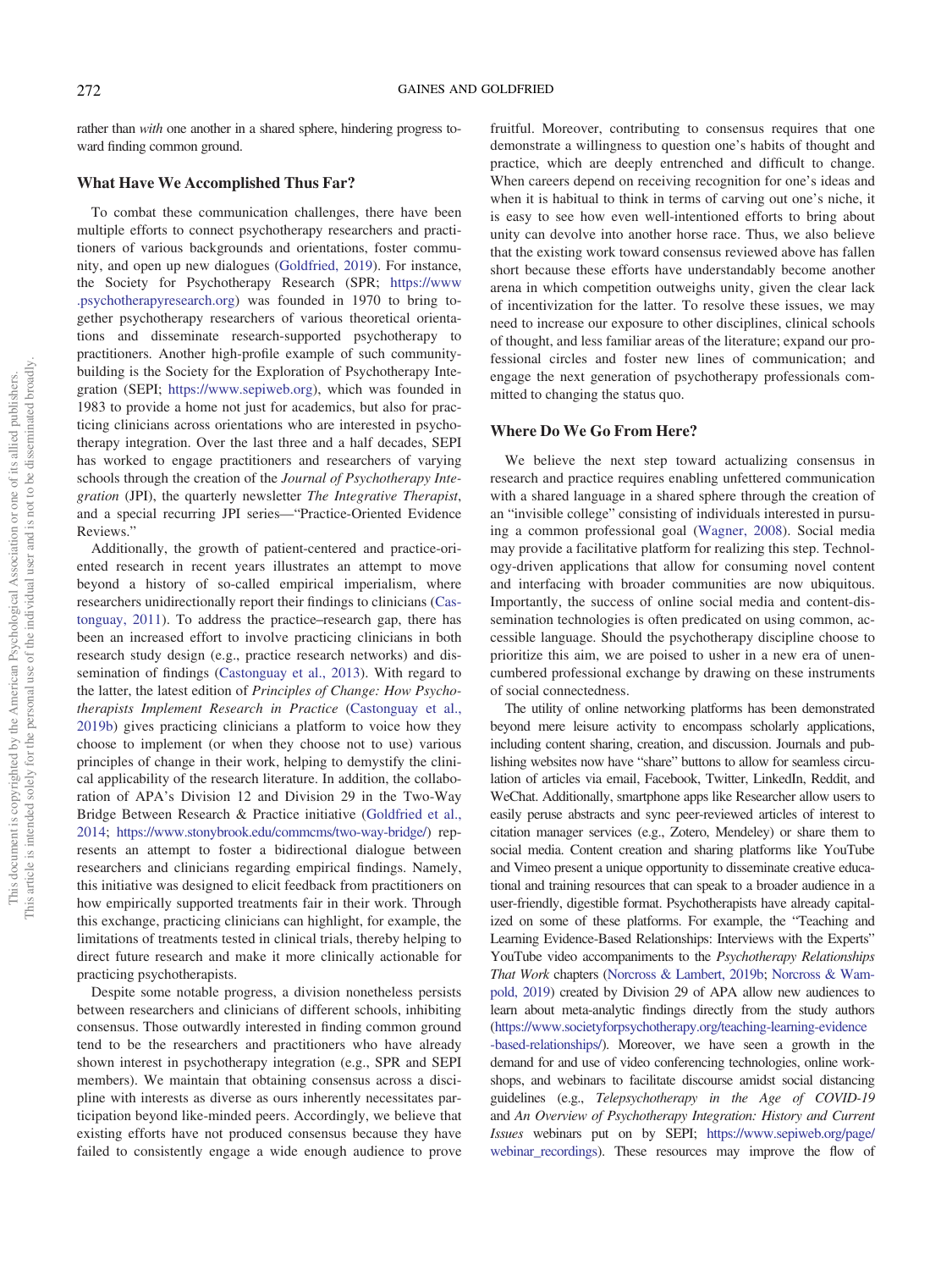rather than *with* one another in a shared sphere, hindering progress toward finding common ground.

## What Have We Accomplished Thus Far?

To combat these communication challenges, there have been multiple efforts to connect psychotherapy researchers and practitioners of various backgrounds and orientations, foster community, and open up new dialogues (Goldfried, 2019). For instance, the Society for Psychotherapy Research (SPR; https://www.psychotherapyresearch.org) was founded in 1970 to bring together psychotherapy researchers of various theoretical orientations and disseminate research-supported psychotherapy to practitioners. Another high-profile example of such community-building is the Society for the Exploration of Psychotherapy Integration (SEPI; https://www.sepiweb.org), which was founded in 1983 to provide a home not just for academics, but also for practicing clinicians across orientations who are interested in psychotherapy integration. Over the last three and a half decades, SEPI has worked to engage practitioners and researchers of varying schools through the creation of the *Journal of Psychotherapy Integration* (JPI), the quarterly newsletter *The Integrative Therapist*, and a special recurring JPI series—"Practice-Oriented Evidence Reviews."

Additionally, the growth of patient-centered and practice-oriented research in recent years illustrates an attempt to move beyond a history of so-called empirical imperialism, where researchers unidirectionally report their findings to clinicians (Castonguay, 2011). To address the practice–research gap, there has been an increased effort to involve practicing clinicians in both research study design (e.g., practice research networks) and dissemination of findings (Castonguay et al., 2013). With regard to the latter, the latest edition of *Principles of Change: How Psychotherapists Implement Research in Practice* (Castonguay et al., 2019b) gives practicing clinicians a platform to voice how they choose to implement (or when they choose not to use) various principles of change in their work, helping to demystify the clinical applicability of the research literature. In addition, the collaboration of APA's Division 12 and Division 29 in the Two-Way Bridge Between Research & Practice initiative (Goldfried et al., 2014; https://www.stonybrook.edu/commcms/two-way-bridge/) represents an attempt to foster a bidirectional dialogue between researchers and clinicians regarding empirical findings. Namely, this initiative was designed to elicit feedback from practitioners on how empirically supported treatments fair in their work. Through this exchange, practicing clinicians can highlight, for example, the limitations of treatments tested in clinical trials, thereby helping to direct future research and make it more clinically actionable for practicing psychotherapists.

Despite some notable progress, a division nonetheless persists between researchers and clinicians of different schools, inhibiting consensus. Those outwardly interested in finding common ground tend to be the researchers and practitioners who have already shown interest in psychotherapy integration (e.g., SPR and SEPI members). We maintain that obtaining consensus across a discipline with interests as diverse as ours inherently necessitates participation beyond like-minded peers. Accordingly, we believe that existing efforts have not produced consensus because they have failed to consistently engage a wide enough audience to prove fruitful. Moreover, contributing to consensus requires that one demonstrate a willingness to question one's habits of thought and practice, which are deeply entrenched and difficult to change. When careers depend on receiving recognition for one's ideas and when it is habitual to think in terms of carving out one's niche, it is easy to see how even well-intentioned efforts to bring about unity can devolve into another horse race. Thus, we also believe that the existing work toward consensus reviewed above has fallen short because these efforts have understandably become another arena in which competition outweighs unity, given the clear lack of incentivization for the latter. To resolve these issues, we may need to increase our exposure to other disciplines, clinical schools of thought, and less familiar areas of the literature; expand our professional circles and foster new lines of communication; and engage the next generation of psychotherapy professionals committed to changing the status quo.

## Where Do We Go From Here?

We believe the next step toward actualizing consensus in research and practice requires enabling unfettered communication with a shared language in a shared sphere through the creation of an "invisible college" consisting of individuals interested in pursuing a common professional goal (Wagner, 2008). Social media may provide a facilitative platform for realizing this step. Technology-driven applications that allow for consuming novel content and interfacing with broader communities are now ubiquitous. Importantly, the success of online social media and content-dissemination technologies is often predicated on using common, accessible language. Should the psychotherapy discipline choose to prioritize this aim, we are poised to usher in a new era of unencumbered professional exchange by drawing on these instruments of social connectedness.

The utility of online networking platforms has been demonstrated beyond mere leisure activity to encompass scholarly applications, including content sharing, creation, and discussion. Journals and publishing websites now have "share" buttons to allow for seamless circulation of articles via email, Facebook, Twitter, LinkedIn, Reddit, and WeChat. Additionally, smartphone apps like Researcher allow users to easily peruse abstracts and sync peer-reviewed articles of interest to citation manager services (e.g., Zotero, Mendeley) or share them to social media. Content creation and sharing platforms like YouTube and Vimeo present a unique opportunity to disseminate creative educational and training resources that can speak to a broader audience in a user-friendly, digestible format. Psychotherapists have already capitalized on some of these platforms. For example, the "Teaching and Learning Evidence-Based Relationships: Interviews with the Experts" YouTube video accompaniments to the *Psychotherapy Relationships That Work* chapters (Norcross & Lambert, 2019b; Norcross & Wampold, 2019) created by Division 29 of APA allow new audiences to learn about meta-analytic findings directly from the study authors (https://www.societyforpsychotherapy.org/teaching-learning-evidence-based-relationships/). Moreover, we have seen a growth in the demand for and use of video conferencing technologies, online workshops, and webinars to facilitate discourse amidst social distancing guidelines (e.g., *Telepsychotherapy in the Age of COVID-19* and *An Overview of Psychotherapy Integration: History and Current Issues* webinars put on by SEPI; https://www.sepiweb.org/page/webinar_recordings). These resources may improve the flow of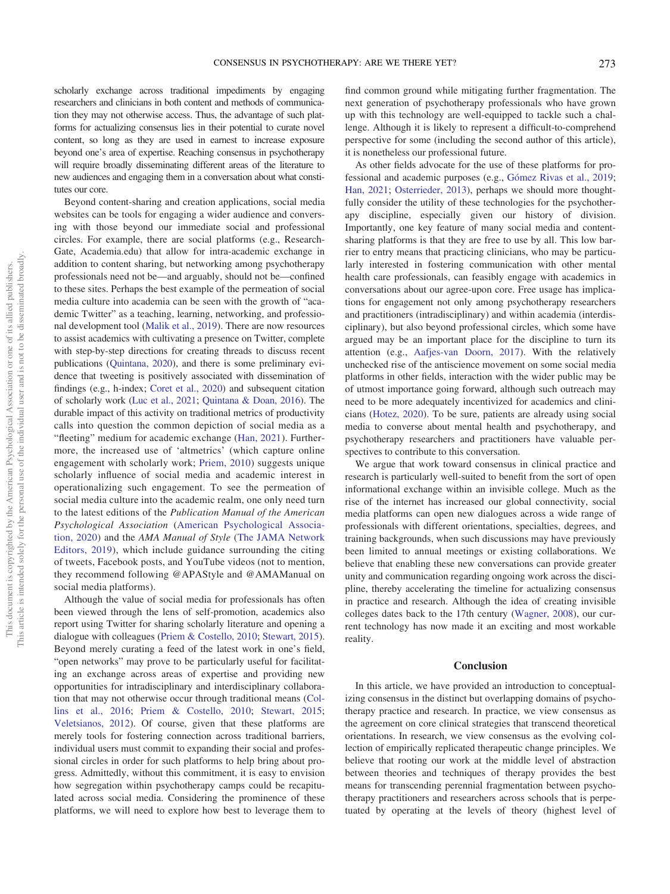scholarly exchange across traditional impediments by engaging researchers and clinicians in both content and methods of communication they may not otherwise access. Thus, the advantage of such platforms for actualizing consensus lies in their potential to curate novel content, so long as they are used in earnest to increase exposure beyond one's area of expertise. Reaching consensus in psychotherapy will require broadly disseminating different areas of the literature to new audiences and engaging them in a conversation about what constitutes our core.

Beyond content-sharing and creation applications, social media websites can be tools for engaging a wider audience and conversing with those beyond our immediate social and professional circles. For example, there are social platforms (e.g., ResearchGate, Academia.edu) that allow for intra-academic exchange in addition to content sharing, but networking among psychotherapy professionals need not be—and arguably, should not be—confined to these sites. Perhaps the best example of the permeation of social media culture into academia can be seen with the growth of "academic Twitter" as a teaching, learning, networking, and professional development tool (Malik et al., 2019). There are now resources to assist academics with cultivating a presence on Twitter, complete with step-by-step directions for creating threads to discuss recent publications (Quintana, 2020), and there is some preliminary evidence that tweeting is positively associated with dissemination of findings (e.g., h-index; Coret et al., 2020) and subsequent citation of scholarly work (Luc et al., 2021; Quintana & Doan, 2016). The durable impact of this activity on traditional metrics of productivity calls into question the common depiction of social media as a "fleeting" medium for academic exchange (Han, 2021). Furthermore, the increased use of 'altmetrics' (which capture online engagement with scholarly work; Priem, 2010) suggests unique scholarly influence of social media and academic interest in operationalizing such engagement. To see the permeation of social media culture into the academic realm, one only need turn to the latest editions of the *Publication Manual of the American Psychological Association* (American Psychological Association, 2020) and the *AMA Manual of Style* (The JAMA Network Editors, 2019), which include guidance surrounding the citing of tweets, Facebook posts, and YouTube videos (not to mention, they recommend following @APAStyle and @AMAManual on social media platforms).

Although the value of social media for professionals has often been viewed through the lens of self-promotion, academics also report using Twitter for sharing scholarly literature and opening a dialogue with colleagues (Priem & Costello, 2010; Stewart, 2015). Beyond merely curating a feed of the latest work in one's field, "open networks" may prove to be particularly useful for facilitating an exchange across areas of expertise and providing new opportunities for intradisciplinary and interdisciplinary collaboration that may not otherwise occur through traditional means (Collins et al., 2016; Priem & Costello, 2010; Stewart, 2015; Veletsianos, 2012). Of course, given that these platforms are merely tools for fostering connection across traditional barriers, individual users must commit to expanding their social and professional circles in order for such platforms to help bring about progress. Admittedly, without this commitment, it is easy to envision how segregation within psychotherapy camps could be recapitulated across social media. Considering the prominence of these platforms, we will need to explore how best to leverage them to find common ground while mitigating further fragmentation. The next generation of psychotherapy professionals who have grown up with this technology are well-equipped to tackle such a challenge. Although it is likely to represent a difficult-to-comprehend perspective for some (including the second author of this article), it is nonetheless our professional future.

As other fields advocate for the use of these platforms for professional and academic purposes (e.g., Gómez Rivas et al., 2019; Han, 2021; Osterrieder, 2013), perhaps we should more thoughtfully consider the utility of these technologies for the psychotherapy discipline, especially given our history of division. Importantly, one key feature of many social media and content-sharing platforms is that they are free to use by all. This low barrier to entry means that practicing clinicians, who may be particularly interested in fostering communication with other mental health care professionals, can feasibly engage with academics in conversations about our agree-upon core. Free usage has implications for engagement not only among psychotherapy researchers and practitioners (intradisciplinary) and within academia (interdisciplinary), but also beyond professional circles, which some have argued may be an important place for the discipline to turn its attention (e.g., Aafjes-van Doorn, 2017). With the relatively unchecked rise of the antiscience movement on some social media platforms in other fields, interaction with the wider public may be of utmost importance going forward, although such outreach may need to be more adequately incentivized for academics and clinicians (Hotez, 2020). To be sure, patients are already using social media to converse about mental health and psychotherapy, and psychotherapy researchers and practitioners have valuable perspectives to contribute to this conversation.

We argue that work toward consensus in clinical practice and research is particularly well-suited to benefit from the sort of open informational exchange within an invisible college. Much as the rise of the internet has increased our global connectivity, social media platforms can open new dialogues across a wide range of professionals with different orientations, specialties, degrees, and training backgrounds, when such discussions may have previously been limited to annual meetings or existing collaborations. We believe that enabling these new conversations can provide greater unity and communication regarding ongoing work across the discipline, thereby accelerating the timeline for actualizing consensus in practice and research. Although the idea of creating invisible colleges dates back to the 17th century (Wagner, 2008), our current technology has now made it an exciting and most workable reality.

## Conclusion

In this article, we have provided an introduction to conceptualizing consensus in the distinct but overlapping domains of psychotherapy practice and research. In practice, we view consensus as the agreement on core clinical strategies that transcend theoretical orientations. In research, we view consensus as the evolving collection of empirically replicated therapeutic change principles. We believe that rooting our work at the middle level of abstraction between theories and techniques of therapy provides the best means for transcending perennial fragmentation between psychotherapy practitioners and researchers across schools that is perpetuated by operating at the levels of theory (highest level of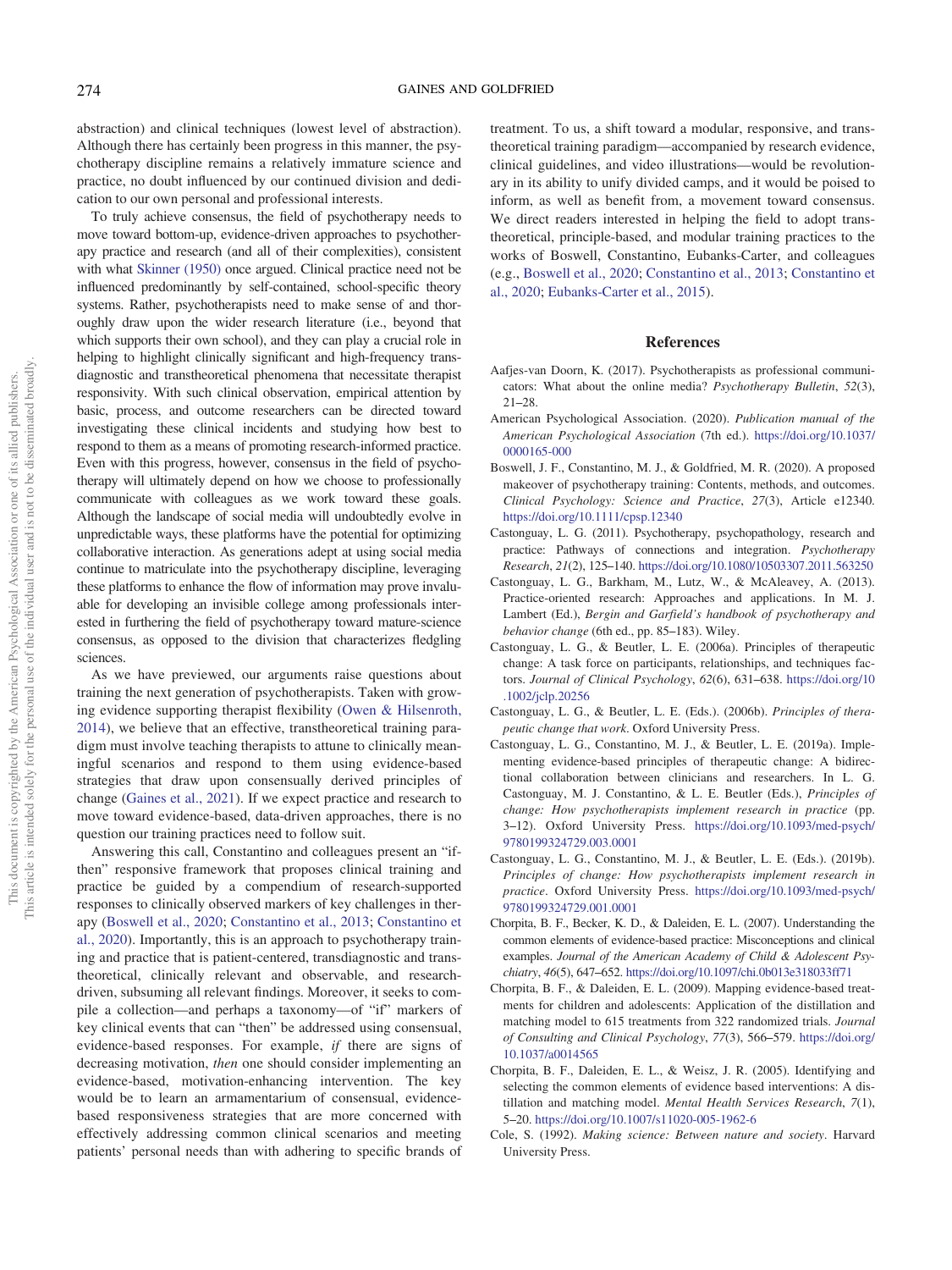abstraction) and clinical techniques (lowest level of abstraction). Although there has certainly been progress in this manner, the psychotherapy discipline remains a relatively immature science and practice, no doubt influenced by our continued division and dedication to our own personal and professional interests.

To truly achieve consensus, the field of psychotherapy needs to move toward bottom-up, evidence-driven approaches to psychotherapy practice and research (and all of their complexities), consistent with what Skinner (1950) once argued. Clinical practice need not be influenced predominantly by self-contained, school-specific theory systems. Rather, psychotherapists need to make sense of and thoroughly draw upon the wider research literature (i.e., beyond that which supports their own school), and they can play a crucial role in helping to highlight clinically significant and high-frequency transdiagnostic and transtheoretical phenomena that necessitate therapist responsivity. With such clinical observation, empirical attention by basic, process, and outcome researchers can be directed toward investigating these clinical incidents and studying how best to respond to them as a means of promoting research-informed practice. Even with this progress, however, consensus in the field of psychotherapy will ultimately depend on how we choose to professionally communicate with colleagues as we work toward these goals. Although the landscape of social media will undoubtedly evolve in unpredictable ways, these platforms have the potential for optimizing collaborative interaction. As generations adept at using social media continue to matriculate into the psychotherapy discipline, leveraging these platforms to enhance the flow of information may prove invaluable for developing an invisible college among professionals interested in furthering the field of psychotherapy toward mature-science consensus, as opposed to the division that characterizes fledgling sciences.

As we have previewed, our arguments raise questions about training the next generation of psychotherapists. Taken with growing evidence supporting therapist flexibility (Owen & Hilsenroth, 2014), we believe that an effective, transtheoretical training paradigm must involve teaching therapists to attune to clinically meaningful scenarios and respond to them using evidence-based strategies that draw upon consensually derived principles of change (Gaines et al., 2021). If we expect practice and research to move toward evidence-based, data-driven approaches, there is no question our training practices need to follow suit.

Answering this call, Constantino and colleagues present an "if-then" responsive framework that proposes clinical training and practice be guided by a compendium of research-supported responses to clinically observed markers of key challenges in therapy (Boswell et al., 2020; Constantino et al., 2013; Constantino et al., 2020). Importantly, this is an approach to psychotherapy training and practice that is patient-centered, transdiagnostic and transtheoretical, clinically relevant and observable, and research-driven, subsuming all relevant findings. Moreover, it seeks to compile a collection—and perhaps a taxonomy—of "if" markers of key clinical events that can "then" be addressed using consensual, evidence-based responses. For example, *if* there are signs of decreasing motivation, *then* one should consider implementing an evidence-based, motivation-enhancing intervention. The key would be to learn an armamentarium of consensual, evidence-based responsiveness strategies that are more concerned with effectively addressing common clinical scenarios and meeting patients' personal needs than with adhering to specific brands of treatment. To us, a shift toward a modular, responsive, and transtheoretical training paradigm—accompanied by research evidence, clinical guidelines, and video illustrations—would be revolutionary in its ability to unify divided camps, and it would be poised to inform, as well as benefit from, a movement toward consensus. We direct readers interested in helping the field to adopt transtheoretical, principle-based, and modular training practices to the works of Boswell, Constantino, Eubanks-Carter, and colleagues (e.g., Boswell et al., 2020; Constantino et al., 2013; Constantino et al., 2020; Eubanks-Carter et al., 2015).

## References

Aafjes-van Doorn, K. (2017). Psychotherapists as professional communicators: What about the online media? *Psychotherapy Bulletin*, *52*(3), 21–28.

American Psychological Association. (2020). *Publication manual of the American Psychological Association* (7th ed.). https://doi.org/10.1037/0000165-000

Boswell, J. F., Constantino, M. J., & Goldfried, M. R. (2020). A proposed makeover of psychotherapy training: Contents, methods, and outcomes. *Clinical Psychology: Science and Practice*, *27*(3), Article e12340. https://doi.org/10.1111/cpsp.12340

Castonguay, L. G. (2011). Psychotherapy, psychopathology, research and practice: Pathways of connections and integration. *Psychotherapy Research*, *21*(2), 125–140. https://doi.org/10.1080/10503307.2011.563250

Castonguay, L. G., Barkham, M., Lutz, W., & McAleavey, A. (2013). Practice-oriented research: Approaches and applications. In M. J. Lambert (Ed.), *Bergin and Garfield's handbook of psychotherapy and behavior change* (6th ed., pp. 85–183). Wiley.

Castonguay, L. G., & Beutler, L. E. (2006a). Principles of therapeutic change: A task force on participants, relationships, and techniques factors. *Journal of Clinical Psychology*, *62*(6), 631–638. https://doi.org/10.1002/jclp.20256

Castonguay, L. G., & Beutler, L. E. (Eds.). (2006b). *Principles of therapeutic change that work*. Oxford University Press.

Castonguay, L. G., Constantino, M. J., & Beutler, L. E. (2019a). Implementing evidence-based principles of therapeutic change: A bidirectional collaboration between clinicians and researchers. In L. G. Castonguay, M. J. Constantino, & L. E. Beutler (Eds.), *Principles of change: How psychotherapists implement research in practice* (pp. 3–12). Oxford University Press. https://doi.org/10.1093/med-psych/9780199324729.003.0001

Castonguay, L. G., Constantino, M. J., & Beutler, L. E. (Eds.). (2019b). *Principles of change: How psychotherapists implement research in practice*. Oxford University Press. https://doi.org/10.1093/med-psych/9780199324729.001.0001

Chorpita, B. F., Becker, K. D., & Daleiden, E. L. (2007). Understanding the common elements of evidence-based practice: Misconceptions and clinical examples. *Journal of the American Academy of Child & Adolescent Psychiatry*, *46*(5), 647–652. https://doi.org/10.1097/chi.0b013e318033ff71

Chorpita, B. F., & Daleiden, E. L. (2009). Mapping evidence-based treatments for children and adolescents: Application of the distillation and matching model to 615 treatments from 322 randomized trials. *Journal of Consulting and Clinical Psychology*, *77*(3), 566–579. https://doi.org/10.1037/a0014565

Chorpita, B. F., Daleiden, E. L., & Weisz, J. R. (2005). Identifying and selecting the common elements of evidence based interventions: A distillation and matching model. *Mental Health Services Research*, *7*(1), 5–20. https://doi.org/10.1007/s11020-005-1962-6

Cole, S. (1992). *Making science: Between nature and society*. Harvard University Press.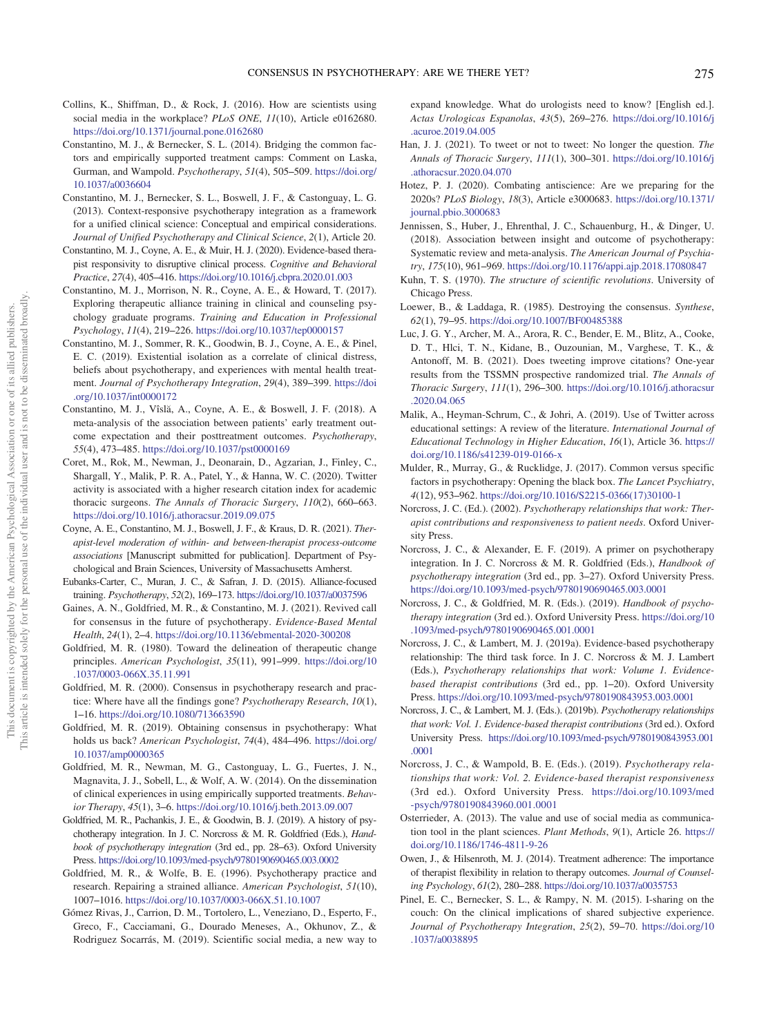Collins, K., Shiffman, D., & Rock, J. (2016). How are scientists using social media in the workplace? *PLoS ONE*, *11*(10), Article e0162680. https://doi.org/10.1371/journal.pone.0162680

Constantino, M. J., & Bernecker, S. L. (2014). Bridging the common factors and empirically supported treatment camps: Comment on Laska, Gurman, and Wampold. *Psychotherapy*, *51*(4), 505–509. https://doi.org/10.1037/a0036604

Constantino, M. J., Bernecker, S. L., Boswell, J. F., & Castonguay, L. G. (2013). Context-responsive psychotherapy integration as a framework for a unified clinical science: Conceptual and empirical considerations. *Journal of Unified Psychotherapy and Clinical Science*, *2*(1), Article 20.

Constantino, M. J., Coyne, A. E., & Muir, H. J. (2020). Evidence-based therapist responsivity to disruptive clinical process. *Cognitive and Behavioral Practice*, *27*(4), 405–416. https://doi.org/10.1016/j.cbpra.2020.01.003

Constantino, M. J., Morrison, N. R., Coyne, A. E., & Howard, T. (2017). Exploring therapeutic alliance training in clinical and counseling psychology graduate programs. *Training and Education in Professional Psychology*, *11*(4), 219–226. https://doi.org/10.1037/tep0000157

Constantino, M. J., Sommer, R. K., Goodwin, B. J., Coyne, A. E., & Pinel, E. C. (2019). Existential isolation as a correlate of clinical distress, beliefs about psychotherapy, and experiences with mental health treatment. *Journal of Psychotherapy Integration*, *29*(4), 389–399. https://doi.org/10.1037/int0000172

Constantino, M. J., Vîslă, A., Coyne, A. E., & Boswell, J. F. (2018). A meta-analysis of the association between patients' early treatment outcome expectation and their posttreatment outcomes. *Psychotherapy*, *55*(4), 473–485. https://doi.org/10.1037/pst0000169

Coret, M., Rok, M., Newman, J., Deonarain, D., Agzarian, J., Finley, C., Shargall, Y., Malik, P. R. A., Patel, Y., & Hanna, W. C. (2020). Twitter activity is associated with a higher research citation index for academic thoracic surgeons. *The Annals of Thoracic Surgery*, *110*(2), 660–663. https://doi.org/10.1016/j.athoracsur.2019.09.075

Coyne, A. E., Constantino, M. J., Boswell, J. F., & Kraus, D. R. (2021). *Therapist-level moderation of within- and between-therapist process-outcome associations* [Manuscript submitted for publication]. Department of Psychological and Brain Sciences, University of Massachusetts Amherst.

Eubanks-Carter, C., Muran, J. C., & Safran, J. D. (2015). Alliance-focused training. *Psychotherapy*, *52*(2), 169–173. https://doi.org/10.1037/a0037596

Gaines, A. N., Goldfried, M. R., & Constantino, M. J. (2021). Revived call for consensus in the future of psychotherapy. *Evidence-Based Mental Health*, *24*(1), 2–4. https://doi.org/10.1136/ebmental-2020-300208

Goldfried, M. R. (1980). Toward the delineation of therapeutic change principles. *American Psychologist*, *35*(11), 991–999. https://doi.org/10.1037/0003-066X.35.11.991

Goldfried, M. R. (2000). Consensus in psychotherapy research and practice: Where have all the findings gone? *Psychotherapy Research*, *10*(1), 1–16. https://doi.org/10.1080/713663590

Goldfried, M. R. (2019). Obtaining consensus in psychotherapy: What holds us back? *American Psychologist*, *74*(4), 484–496. https://doi.org/10.1037/amp0000365

Goldfried, M. R., Newman, M. G., Castonguay, L. G., Fuertes, J. N., Magnavita, J. J., Sobell, L., & Wolf, A. W. (2014). On the dissemination of clinical experiences in using empirically supported treatments. *Behavior Therapy*, *45*(1), 3–6. https://doi.org/10.1016/j.beth.2013.09.007

Goldfried, M. R., Pachankis, J. E., & Goodwin, B. J. (2019). A history of psychotherapy integration. In J. C. Norcross & M. R. Goldfried (Eds.), *Handbook of psychotherapy integration* (3rd ed., pp. 28–63). Oxford University Press. https://doi.org/10.1093/med-psych/9780190690465.003.0002

Goldfried, M. R., & Wolfe, B. E. (1996). Psychotherapy practice and research. Repairing a strained alliance. *American Psychologist*, *51*(10), 1007–1016. https://doi.org/10.1037/0003-066X.51.10.1007

Gómez Rivas, J., Carrion, D. M., Tortolero, L., Veneziano, D., Esperto, F., Greco, F., Cacciamani, G., Dourado Meneses, A., Okhunov, Z., & Rodriguez Socarrás, M. (2019). Scientific social media, a new way to expand knowledge. What do urologists need to know? [English ed.]. *Actas Urologicas Espanolas*, *43*(5), 269–276. https://doi.org/10.1016/j.acuroe.2019.04.005

Han, J. J. (2021). To tweet or not to tweet: No longer the question. *The Annals of Thoracic Surgery*, *111*(1), 300–301. https://doi.org/10.1016/j.athoracsur.2020.04.070

Hotez, P. J. (2020). Combating antiscience: Are we preparing for the 2020s? *PLoS Biology*, *18*(3), Article e3000683. https://doi.org/10.1371/journal.pbio.3000683

Jennissen, S., Huber, J., Ehrenthal, J. C., Schauenburg, H., & Dinger, U. (2018). Association between insight and outcome of psychotherapy: Systematic review and meta-analysis. *The American Journal of Psychiatry*, *175*(10), 961–969. https://doi.org/10.1176/appi.ajp.2018.17080847

Kuhn, T. S. (1970). *The structure of scientific revolutions*. University of Chicago Press.

Loewer, B., & Laddaga, R. (1985). Destroying the consensus. *Synthese*, *62*(1), 79–95. https://doi.org/10.1007/BF00485388

Luc, J. G. Y., Archer, M. A., Arora, R. C., Bender, E. M., Blitz, A., Cooke, D. T., Hlci, T. N., Kidane, B., Ouzounian, M., Varghese, T. K., & Antonoff, M. B. (2021). Does tweeting improve citations? One-year results from the TSSMN prospective randomized trial. *The Annals of Thoracic Surgery*, *111*(1), 296–300. https://doi.org/10.1016/j.athoracsur.2020.04.065

Malik, A., Heyman-Schrum, C., & Johri, A. (2019). Use of Twitter across educational settings: A review of the literature. *International Journal of Educational Technology in Higher Education*, *16*(1), Article 36. https://doi.org/10.1186/s41239-019-0166-x

Mulder, R., Murray, G., & Rucklidge, J. (2017). Common versus specific factors in psychotherapy: Opening the black box. *The Lancet Psychiatry*, *4*(12), 953–962. https://doi.org/10.1016/S2215-0366(17)30100-1

Norcross, J. C. (Ed.). (2002). *Psychotherapy relationships that work: Therapist contributions and responsiveness to patient needs*. Oxford University Press.

Norcross, J. C., & Alexander, E. F. (2019). A primer on psychotherapy integration. In J. C. Norcross & M. R. Goldfried (Eds.), *Handbook of psychotherapy integration* (3rd ed., pp. 3–27). Oxford University Press. https://doi.org/10.1093/med-psych/9780190690465.003.0001

Norcross, J. C., & Goldfried, M. R. (Eds.). (2019). *Handbook of psychotherapy integration* (3rd ed.). Oxford University Press. https://doi.org/10.1093/med-psych/9780190690465.001.0001

Norcross, J. C., & Lambert, M. J. (2019a). Evidence-based psychotherapy relationship: The third task force. In J. C. Norcross & M. J. Lambert (Eds.), *Psychotherapy relationships that work: Volume 1. Evidence-based therapist contributions* (3rd ed., pp. 1–20). Oxford University Press. https://doi.org/10.1093/med-psych/9780190843953.003.0001

Norcross, J. C., & Lambert, M. J. (Eds.). (2019b). *Psychotherapy relationships that work: Vol. 1. Evidence-based therapist contributions* (3rd ed.). Oxford University Press. https://doi.org/10.1093/med-psych/9780190843953.001.0001

Norcross, J. C., & Wampold, B. E. (Eds.). (2019). *Psychotherapy relationships that work: Vol. 2. Evidence-based therapist responsiveness* (3rd ed.). Oxford University Press. https://doi.org/10.1093/med-psych/9780190843960.001.0001

Osterrieder, A. (2013). The value and use of social media as communication tool in the plant sciences. *Plant Methods*, *9*(1), Article 26. https://doi.org/10.1186/1746-4811-9-26

Owen, J., & Hilsenroth, M. J. (2014). Treatment adherence: The importance of therapist flexibility in relation to therapy outcomes. *Journal of Counseling Psychology*, *61*(2), 280–288. https://doi.org/10.1037/a0035753

Pinel, E. C., Bernecker, S. L., & Rampy, N. M. (2015). I-sharing on the couch: On the clinical implications of shared subjective experience. *Journal of Psychotherapy Integration*, *25*(2), 59–70. https://doi.org/10.1037/a0038895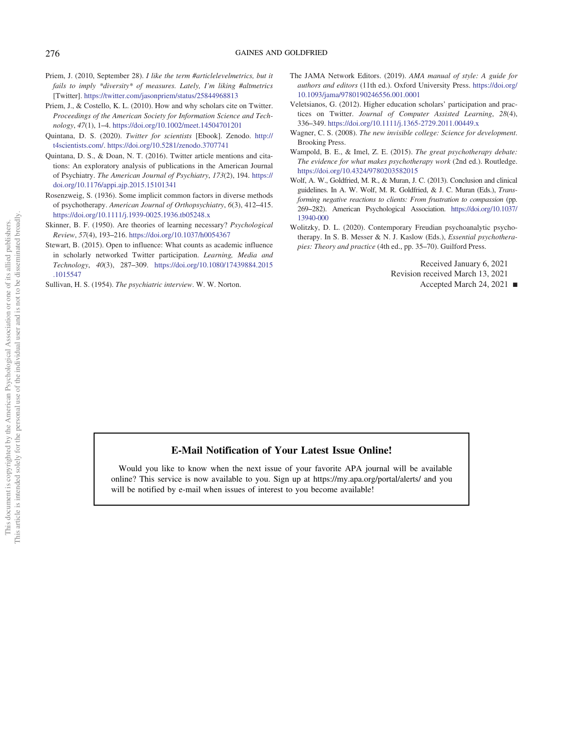Priem, J. (2010, September 28). *I like the term #articlelevelmetrics, but it fails to imply *diversity* of measures. Lately, I'm liking #altmetrics* [Twitter]. https://twitter.com/jasonpriem/status/25844968813

Priem, J., & Costello, K. L. (2010). How and why scholars cite on Twitter. *Proceedings of the American Society for Information Science and Technology*, *47*(1), 1–4. https://doi.org/10.1002/meet.14504701201

Quintana, D. S. (2020). *Twitter for scientists* [Ebook]. Zenodo. http://t4scientists.com/. https://doi.org/10.5281/zenodo.3707741

Quintana, D. S., & Doan, N. T. (2016). Twitter article mentions and citations: An exploratory analysis of publications in the American Journal of Psychiatry. *The American Journal of Psychiatry*, *173*(2), 194. https://doi.org/10.1176/appi.ajp.2015.15101341

Rosenzweig, S. (1936). Some implicit common factors in diverse methods of psychotherapy. *American Journal of Orthopsychiatry*, *6*(3), 412–415. https://doi.org/10.1111/j.1939-0025.1936.tb05248.x

Skinner, B. F. (1950). Are theories of learning necessary? *Psychological Review*, *57*(4), 193–216. https://doi.org/10.1037/h0054367

Stewart, B. (2015). Open to influence: What counts as academic influence in scholarly networked Twitter participation. *Learning, Media and Technology*, *40*(3), 287–309. https://doi.org/10.1080/17439884.2015.1015547

Sullivan, H. S. (1954). *The psychiatric interview*. W. W. Norton.

The JAMA Network Editors. (2019). *AMA manual of style: A guide for authors and editors* (11th ed.). Oxford University Press. https://doi.org/10.1093/jama/9780190246556.001.0001

Veletsianos, G. (2012). Higher education scholars' participation and practices on Twitter. *Journal of Computer Assisted Learning*, *28*(4), 336–349. https://doi.org/10.1111/j.1365-2729.2011.00449.x

Wagner, C. S. (2008). *The new invisible college: Science for development*. Brooking Press.

Wampold, B. E., & Imel, Z. E. (2015). *The great psychotherapy debate: The evidence for what makes psychotherapy work* (2nd ed.). Routledge. https://doi.org/10.4324/9780203582015

Wolf, A. W., Goldfried, M. R., & Muran, J. C. (2013). Conclusion and clinical guidelines. In A. W. Wolf, M. R. Goldfried, & J. C. Muran (Eds.), *Transforming negative reactions to clients: From frustration to compassion* (pp. 269–282). American Psychological Association. https://doi.org/10.1037/13940-000

Wolitzky, D. L. (2020). Contemporary Freudian psychoanalytic psychotherapy. In S. B. Messer & N. J. Kaslow (Eds.), *Essential psychotherapies: Theory and practice* (4th ed., pp. 35–70). Guilford Press.

Received January 6, 2021
Revision received March 13, 2021
Accepted March 24, 2021 ■

## E-Mail Notification of Your Latest Issue Online!

Would you like to know when the next issue of your favorite APA journal will be available online? This service is now available to you. Sign up at https://my.apa.org/portal/alerts/ and you will be notified by e-mail when issues of interest to you become available!